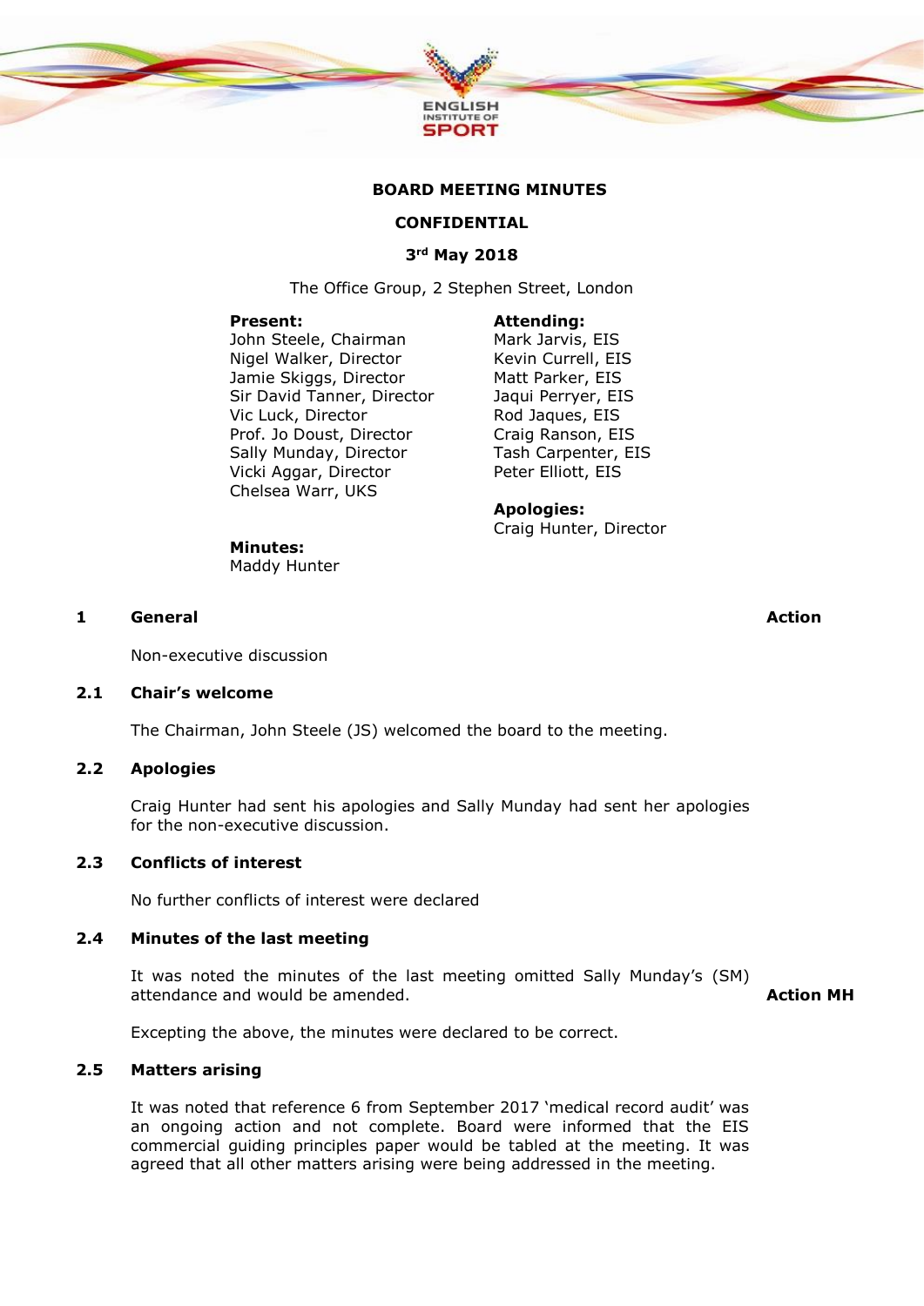**BOARD MEETING MINUTES**

**CONFIDENTIAL**

**3rd May 2018**

The Office Group, 2 Stephen Street, London

**Present:**
John Steele, Chairman
Nigel Walker, Director
Jamie Skiggs, Director
Sir David Tanner, Director
Vic Luck, Director
Prof. Jo Doust, Director
Sally Munday, Director
Vicki Aggar, Director
Chelsea Warr, UKS

**Attending:**
Mark Jarvis, EIS
Kevin Currell, EIS
Matt Parker, EIS
Jaqui Perryer, EIS
Rod Jaques, EIS
Craig Ranson, EIS
Tash Carpenter, EIS
Peter Elliott, EIS

**Apologies:**
Craig Hunter, Director

**Minutes:**
Maddy Hunter

## 1 General — Action

Non-executive discussion

### 2.1 Chair's welcome

The Chairman, John Steele (JS) welcomed the board to the meeting.

### 2.2 Apologies

Craig Hunter had sent his apologies and Sally Munday had sent her apologies for the non-executive discussion.

### 2.3 Conflicts of interest

No further conflicts of interest were declared

### 2.4 Minutes of the last meeting

It was noted the minutes of the last meeting omitted Sally Munday's (SM) attendance and would be amended. **Action MH**

Excepting the above, the minutes were declared to be correct.

### 2.5 Matters arising

It was noted that reference 6 from September 2017 'medical record audit' was an ongoing action and not complete. Board were informed that the EIS commercial guiding principles paper would be tabled at the meeting. It was agreed that all other matters arising were being addressed in the meeting.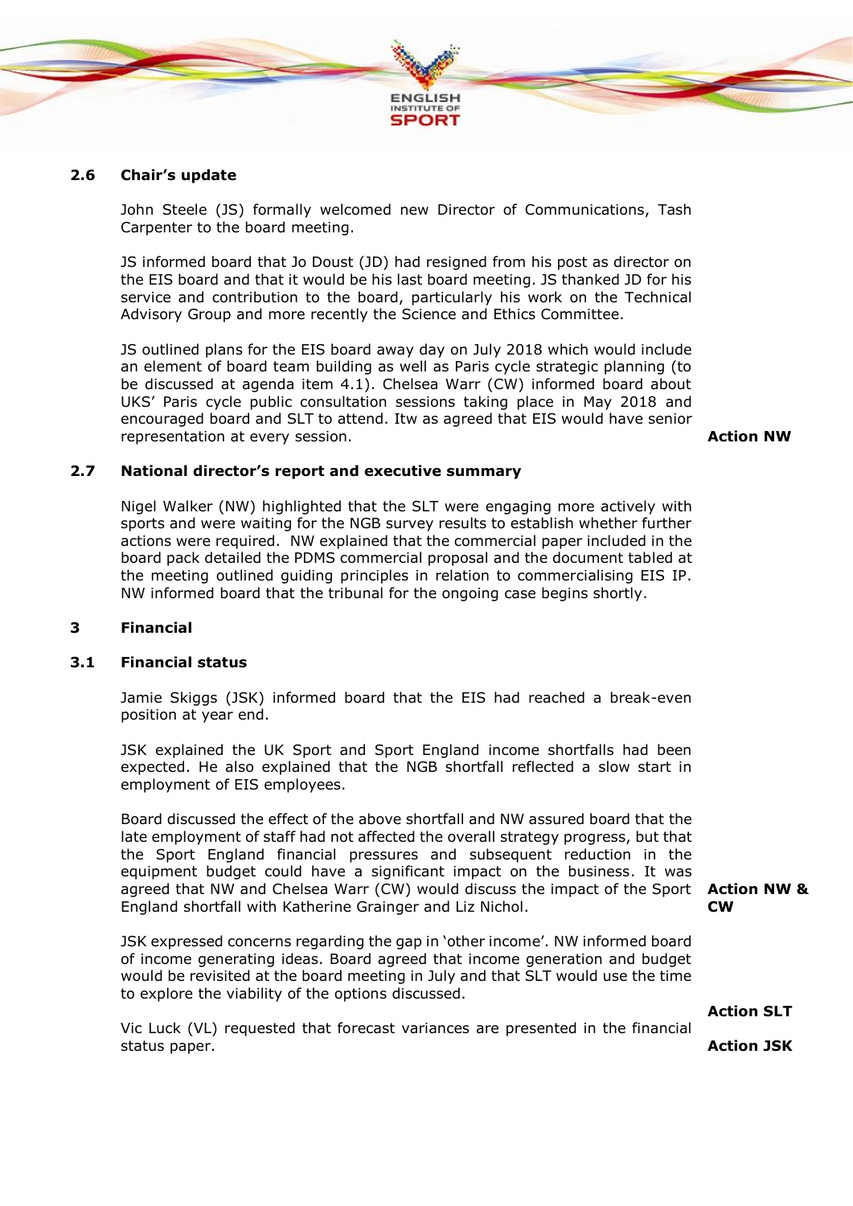### 2.6 Chair's update

John Steele (JS) formally welcomed new Director of Communications, Tash Carpenter to the board meeting.

JS informed board that Jo Doust (JD) had resigned from his post as director on the EIS board and that it would be his last board meeting. JS thanked JD for his service and contribution to the board, particularly his work on the Technical Advisory Group and more recently the Science and Ethics Committee.

JS outlined plans for the EIS board away day on July 2018 which would include an element of board team building as well as Paris cycle strategic planning (to be discussed at agenda item 4.1). Chelsea Warr (CW) informed board about UKS' Paris cycle public consultation sessions taking place in May 2018 and encouraged board and SLT to attend. Itw as agreed that EIS would have senior representation at every session. **Action NW**

### 2.7 National director's report and executive summary

Nigel Walker (NW) highlighted that the SLT were engaging more actively with sports and were waiting for the NGB survey results to establish whether further actions were required. NW explained that the commercial paper included in the board pack detailed the PDMS commercial proposal and the document tabled at the meeting outlined guiding principles in relation to commercialising EIS IP. NW informed board that the tribunal for the ongoing case begins shortly.

## 3 Financial

### 3.1 Financial status

Jamie Skiggs (JSK) informed board that the EIS had reached a break-even position at year end.

JSK explained the UK Sport and Sport England income shortfalls had been expected. He also explained that the NGB shortfall reflected a slow start in employment of EIS employees.

Board discussed the effect of the above shortfall and NW assured board that the late employment of staff had not affected the overall strategy progress, but that the Sport England financial pressures and subsequent reduction in the equipment budget could have a significant impact on the business. It was agreed that NW and Chelsea Warr (CW) would discuss the impact of the Sport England shortfall with Katherine Grainger and Liz Nichol. **Action NW & CW**

JSK expressed concerns regarding the gap in 'other income'. NW informed board of income generating ideas. Board agreed that income generation and budget would be revisited at the board meeting in July and that SLT would use the time to explore the viability of the options discussed. **Action SLT**

Vic Luck (VL) requested that forecast variances are presented in the financial status paper. **Action JSK**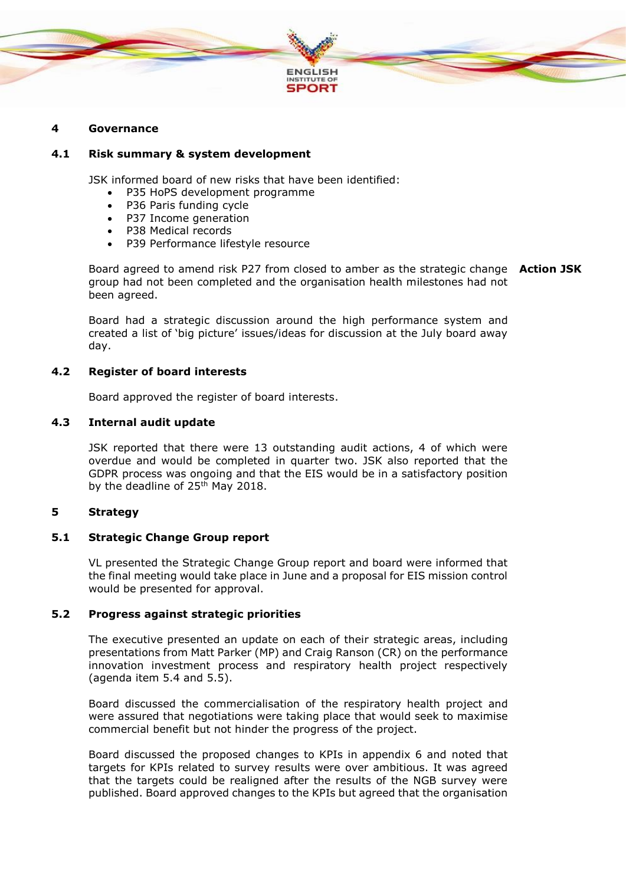## 4 Governance

### 4.1 Risk summary & system development

JSK informed board of new risks that have been identified:

- P35 HoPS development programme
- P36 Paris funding cycle
- P37 Income generation
- P38 Medical records
- P39 Performance lifestyle resource

Board agreed to amend risk P27 from closed to amber as the strategic change group had not been completed and the organisation health milestones had not been agreed. **Action JSK**

Board had a strategic discussion around the high performance system and created a list of 'big picture' issues/ideas for discussion at the July board away day.

### 4.2 Register of board interests

Board approved the register of board interests.

### 4.3 Internal audit update

JSK reported that there were 13 outstanding audit actions, 4 of which were overdue and would be completed in quarter two. JSK also reported that the GDPR process was ongoing and that the EIS would be in a satisfactory position by the deadline of 25th May 2018.

## 5 Strategy

### 5.1 Strategic Change Group report

VL presented the Strategic Change Group report and board were informed that the final meeting would take place in June and a proposal for EIS mission control would be presented for approval.

### 5.2 Progress against strategic priorities

The executive presented an update on each of their strategic areas, including presentations from Matt Parker (MP) and Craig Ranson (CR) on the performance innovation investment process and respiratory health project respectively (agenda item 5.4 and 5.5).

Board discussed the commercialisation of the respiratory health project and were assured that negotiations were taking place that would seek to maximise commercial benefit but not hinder the progress of the project.

Board discussed the proposed changes to KPIs in appendix 6 and noted that targets for KPIs related to survey results were over ambitious. It was agreed that the targets could be realigned after the results of the NGB survey were published. Board approved changes to the KPIs but agreed that the organisation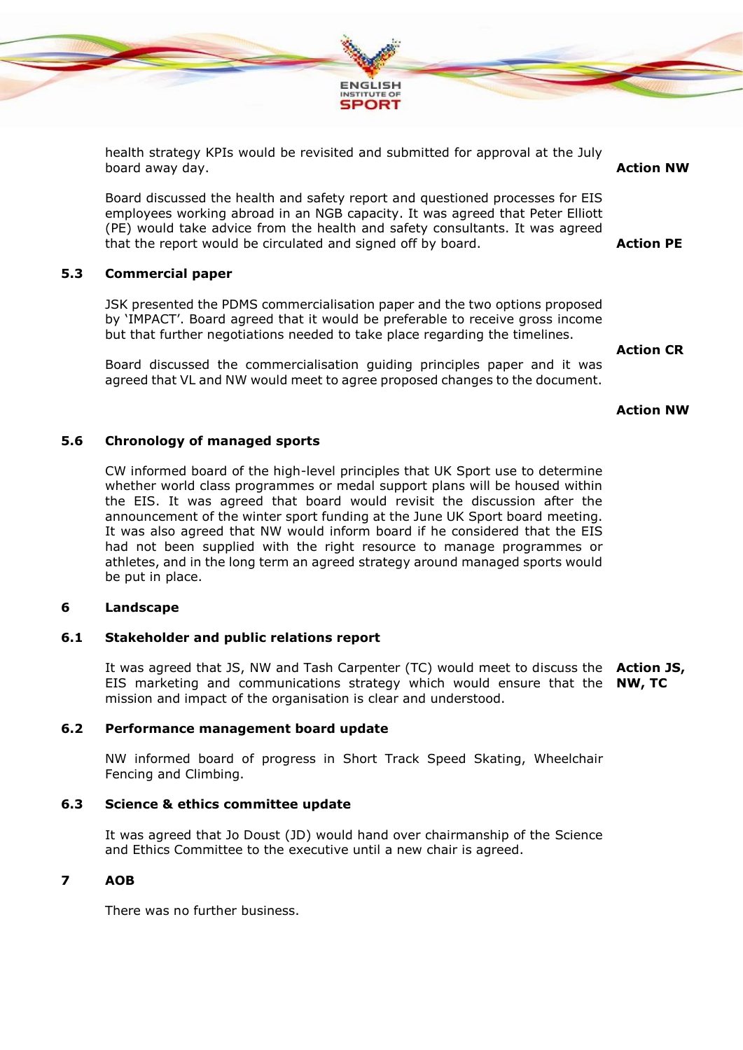health strategy KPIs would be revisited and submitted for approval at the July board away day. **Action NW**

Board discussed the health and safety report and questioned processes for EIS employees working abroad in an NGB capacity. It was agreed that Peter Elliott (PE) would take advice from the health and safety consultants. It was agreed that the report would be circulated and signed off by board. **Action PE**

## 5.3 Commercial paper

JSK presented the PDMS commercialisation paper and the two options proposed by 'IMPACT'. Board agreed that it would be preferable to receive gross income but that further negotiations needed to take place regarding the timelines.

**Action CR**

Board discussed the commercialisation guiding principles paper and it was agreed that VL and NW would meet to agree proposed changes to the document.

**Action NW**

## 5.6 Chronology of managed sports

CW informed board of the high-level principles that UK Sport use to determine whether world class programmes or medal support plans will be housed within the EIS. It was agreed that board would revisit the discussion after the announcement of the winter sport funding at the June UK Sport board meeting. It was also agreed that NW would inform board if he considered that the EIS had not been supplied with the right resource to manage programmes or athletes, and in the long term an agreed strategy around managed sports would be put in place.

## 6 Landscape

## 6.1 Stakeholder and public relations report

It was agreed that JS, NW and Tash Carpenter (TC) would meet to discuss the EIS marketing and communications strategy which would ensure that the mission and impact of the organisation is clear and understood. **Action JS, NW, TC**

## 6.2 Performance management board update

NW informed board of progress in Short Track Speed Skating, Wheelchair Fencing and Climbing.

## 6.3 Science & ethics committee update

It was agreed that Jo Doust (JD) would hand over chairmanship of the Science and Ethics Committee to the executive until a new chair is agreed.

## 7 AOB

There was no further business.